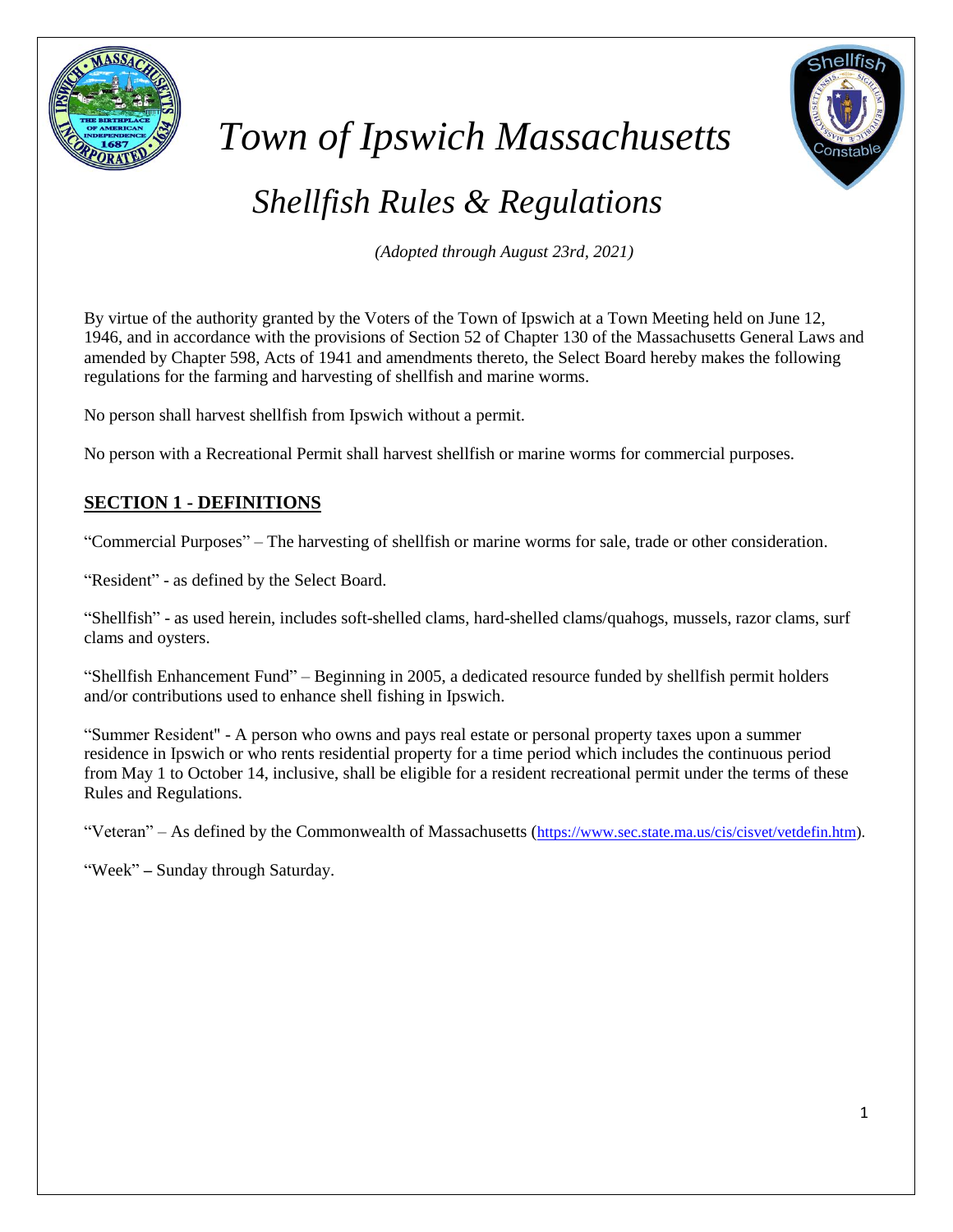# Town of Ipswich Massachusetts

## Shellfish Rules & Regulations

*(Adopted through August 23rd, 2021)*

By virtue of the authority granted by the Voters of the Town of Ipswich at a Town Meeting held on June 12, 1946, and in accordance with the provisions of Section 52 of Chapter 130 of the Massachusetts General Laws and amended by Chapter 598, Acts of 1941 and amendments thereto, the Select Board hereby makes the following regulations for the farming and harvesting of shellfish and marine worms.

No person shall harvest shellfish from Ipswich without a permit.

No person with a Recreational Permit shall harvest shellfish or marine worms for commercial purposes.

## SECTION 1 - DEFINITIONS

"Commercial Purposes" – The harvesting of shellfish or marine worms for sale, trade or other consideration.

"Resident" - as defined by the Select Board.

"Shellfish" - as used herein, includes soft-shelled clams, hard-shelled clams/quahogs, mussels, razor clams, surf clams and oysters.

"Shellfish Enhancement Fund" – Beginning in 2005, a dedicated resource funded by shellfish permit holders and/or contributions used to enhance shell fishing in Ipswich.

"Summer Resident" - A person who owns and pays real estate or personal property taxes upon a summer residence in Ipswich or who rents residential property for a time period which includes the continuous period from May 1 to October 14, inclusive, shall be eligible for a resident recreational permit under the terms of these Rules and Regulations.

"Veteran" – As defined by the Commonwealth of Massachusetts (https://www.sec.state.ma.us/cis/cisvet/vetdefin.htm).

"Week" – Sunday through Saturday.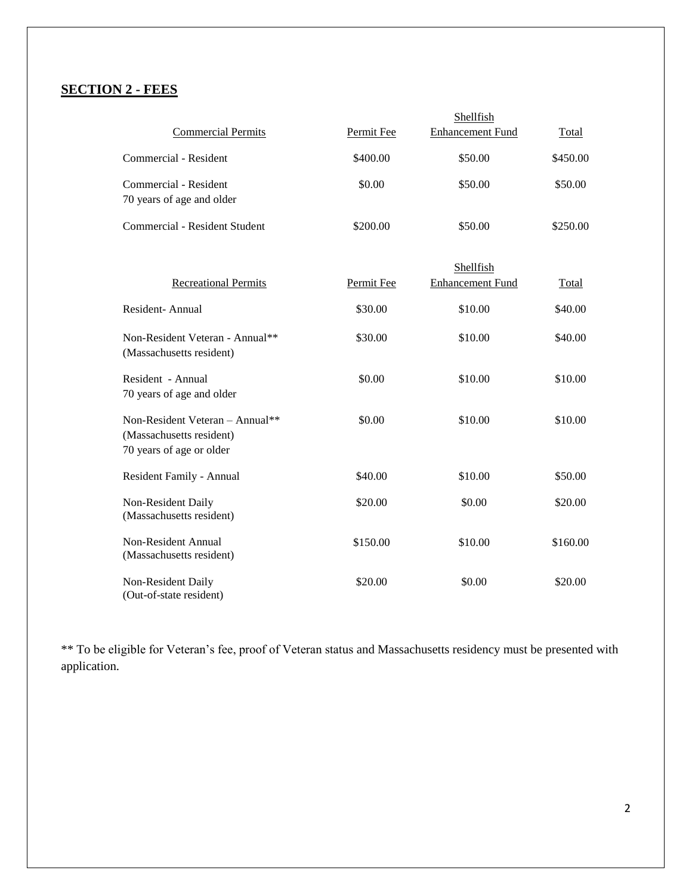## SECTION 2 - FEES

| Commercial Permits | Permit Fee | Shellfish Enhancement Fund | Total |
|---|---|---|---|
| Commercial - Resident | $400.00 | $50.00 | $450.00 |
| Commercial - Resident<br>70 years of age and older | $0.00 | $50.00 | $50.00 |
| Commercial - Resident Student | $200.00 | $50.00 | $250.00 |

| Recreational Permits | Permit Fee | Shellfish Enhancement Fund | Total |
|---|---|---|---|
| Resident- Annual | $30.00 | $10.00 | $40.00 |
| Non-Resident Veteran - Annual**<br>(Massachusetts resident) | $30.00 | $10.00 | $40.00 |
| Resident - Annual<br>70 years of age and older | $0.00 | $10.00 | $10.00 |
| Non-Resident Veteran – Annual**<br>(Massachusetts resident)<br>70 years of age or older | $0.00 | $10.00 | $10.00 |
| Resident Family - Annual | $40.00 | $10.00 | $50.00 |
| Non-Resident Daily<br>(Massachusetts resident) | $20.00 | $0.00 | $20.00 |
| Non-Resident Annual<br>(Massachusetts resident) | $150.00 | $10.00 | $160.00 |
| Non-Resident Daily<br>(Out-of-state resident) | $20.00 | $0.00 | $20.00 |

** To be eligible for Veteran's fee, proof of Veteran status and Massachusetts residency must be presented with application.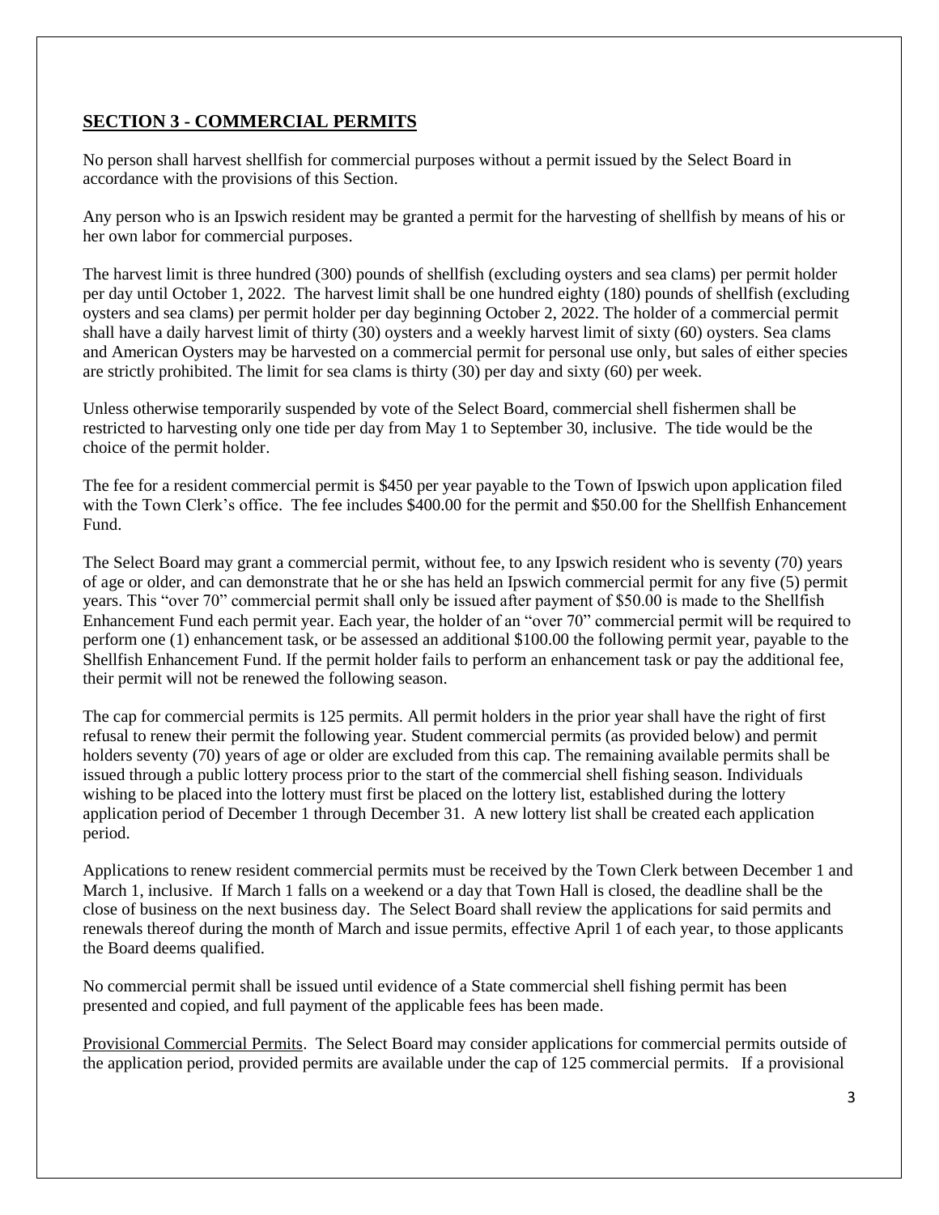## SECTION 3 - COMMERCIAL PERMITS

No person shall harvest shellfish for commercial purposes without a permit issued by the Select Board in accordance with the provisions of this Section.

Any person who is an Ipswich resident may be granted a permit for the harvesting of shellfish by means of his or her own labor for commercial purposes.

The harvest limit is three hundred (300) pounds of shellfish (excluding oysters and sea clams) per permit holder per day until October 1, 2022. The harvest limit shall be one hundred eighty (180) pounds of shellfish (excluding oysters and sea clams) per permit holder per day beginning October 2, 2022. The holder of a commercial permit shall have a daily harvest limit of thirty (30) oysters and a weekly harvest limit of sixty (60) oysters. Sea clams and American Oysters may be harvested on a commercial permit for personal use only, but sales of either species are strictly prohibited. The limit for sea clams is thirty (30) per day and sixty (60) per week.

Unless otherwise temporarily suspended by vote of the Select Board, commercial shell fishermen shall be restricted to harvesting only one tide per day from May 1 to September 30, inclusive. The tide would be the choice of the permit holder.

The fee for a resident commercial permit is $450 per year payable to the Town of Ipswich upon application filed with the Town Clerk's office. The fee includes $400.00 for the permit and $50.00 for the Shellfish Enhancement Fund.

The Select Board may grant a commercial permit, without fee, to any Ipswich resident who is seventy (70) years of age or older, and can demonstrate that he or she has held an Ipswich commercial permit for any five (5) permit years. This "over 70" commercial permit shall only be issued after payment of $50.00 is made to the Shellfish Enhancement Fund each permit year. Each year, the holder of an "over 70" commercial permit will be required to perform one (1) enhancement task, or be assessed an additional $100.00 the following permit year, payable to the Shellfish Enhancement Fund. If the permit holder fails to perform an enhancement task or pay the additional fee, their permit will not be renewed the following season.

The cap for commercial permits is 125 permits. All permit holders in the prior year shall have the right of first refusal to renew their permit the following year. Student commercial permits (as provided below) and permit holders seventy (70) years of age or older are excluded from this cap. The remaining available permits shall be issued through a public lottery process prior to the start of the commercial shell fishing season. Individuals wishing to be placed into the lottery must first be placed on the lottery list, established during the lottery application period of December 1 through December 31. A new lottery list shall be created each application period.

Applications to renew resident commercial permits must be received by the Town Clerk between December 1 and March 1, inclusive. If March 1 falls on a weekend or a day that Town Hall is closed, the deadline shall be the close of business on the next business day. The Select Board shall review the applications for said permits and renewals thereof during the month of March and issue permits, effective April 1 of each year, to those applicants the Board deems qualified.

No commercial permit shall be issued until evidence of a State commercial shell fishing permit has been presented and copied, and full payment of the applicable fees has been made.

Provisional Commercial Permits. The Select Board may consider applications for commercial permits outside of the application period, provided permits are available under the cap of 125 commercial permits. If a provisional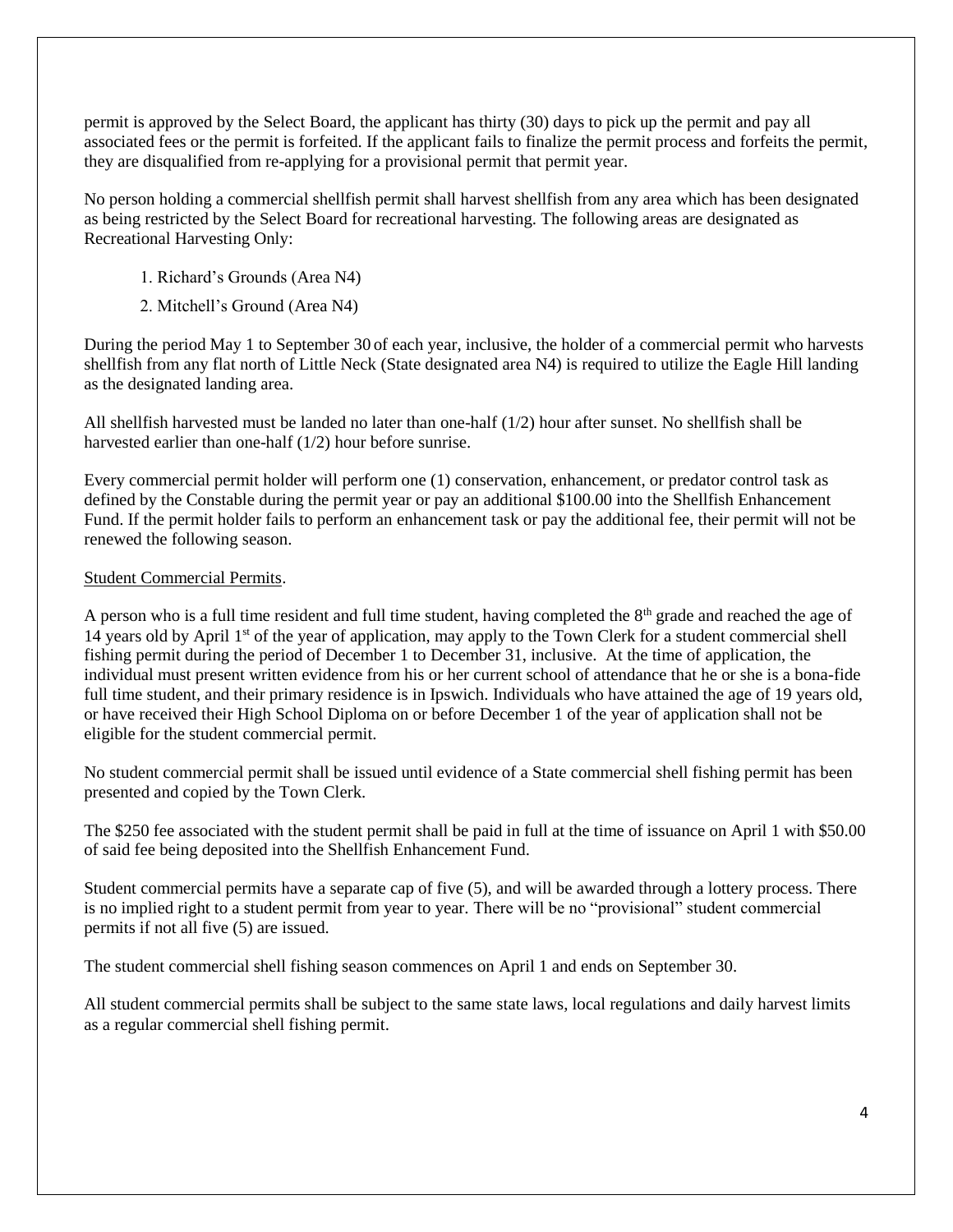permit is approved by the Select Board, the applicant has thirty (30) days to pick up the permit and pay all associated fees or the permit is forfeited. If the applicant fails to finalize the permit process and forfeits the permit, they are disqualified from re-applying for a provisional permit that permit year.

No person holding a commercial shellfish permit shall harvest shellfish from any area which has been designated as being restricted by the Select Board for recreational harvesting. The following areas are designated as Recreational Harvesting Only:

1. Richard's Grounds (Area N4)
2. Mitchell's Ground (Area N4)

During the period May 1 to September 30 of each year, inclusive, the holder of a commercial permit who harvests shellfish from any flat north of Little Neck (State designated area N4) is required to utilize the Eagle Hill landing as the designated landing area.

All shellfish harvested must be landed no later than one-half (1/2) hour after sunset. No shellfish shall be harvested earlier than one-half (1/2) hour before sunrise.

Every commercial permit holder will perform one (1) conservation, enhancement, or predator control task as defined by the Constable during the permit year or pay an additional $100.00 into the Shellfish Enhancement Fund. If the permit holder fails to perform an enhancement task or pay the additional fee, their permit will not be renewed the following season.

Student Commercial Permits.

A person who is a full time resident and full time student, having completed the 8th grade and reached the age of 14 years old by April 1st of the year of application, may apply to the Town Clerk for a student commercial shell fishing permit during the period of December 1 to December 31, inclusive. At the time of application, the individual must present written evidence from his or her current school of attendance that he or she is a bona-fide full time student, and their primary residence is in Ipswich. Individuals who have attained the age of 19 years old, or have received their High School Diploma on or before December 1 of the year of application shall not be eligible for the student commercial permit.

No student commercial permit shall be issued until evidence of a State commercial shell fishing permit has been presented and copied by the Town Clerk.

The $250 fee associated with the student permit shall be paid in full at the time of issuance on April 1 with $50.00 of said fee being deposited into the Shellfish Enhancement Fund.

Student commercial permits have a separate cap of five (5), and will be awarded through a lottery process. There is no implied right to a student permit from year to year. There will be no "provisional" student commercial permits if not all five (5) are issued.

The student commercial shell fishing season commences on April 1 and ends on September 30.

All student commercial permits shall be subject to the same state laws, local regulations and daily harvest limits as a regular commercial shell fishing permit.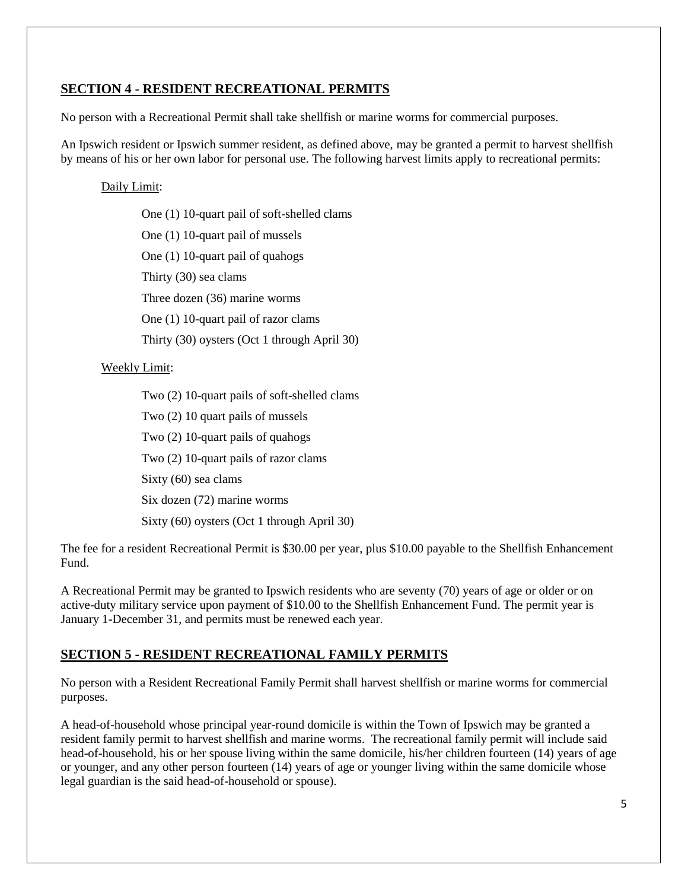## SECTION 4 - RESIDENT RECREATIONAL PERMITS

No person with a Recreational Permit shall take shellfish or marine worms for commercial purposes.

An Ipswich resident or Ipswich summer resident, as defined above, may be granted a permit to harvest shellfish by means of his or her own labor for personal use. The following harvest limits apply to recreational permits:

Daily Limit:

One (1) 10-quart pail of soft-shelled clams

One (1) 10-quart pail of mussels

One (1) 10-quart pail of quahogs

Thirty (30) sea clams

Three dozen (36) marine worms

One (1) 10-quart pail of razor clams

Thirty (30) oysters (Oct 1 through April 30)

Weekly Limit:

Two (2) 10-quart pails of soft-shelled clams

Two (2) 10 quart pails of mussels

Two (2) 10-quart pails of quahogs

Two (2) 10-quart pails of razor clams

Sixty (60) sea clams

Six dozen (72) marine worms

Sixty (60) oysters (Oct 1 through April 30)

The fee for a resident Recreational Permit is $30.00 per year, plus $10.00 payable to the Shellfish Enhancement Fund.

A Recreational Permit may be granted to Ipswich residents who are seventy (70) years of age or older or on active-duty military service upon payment of $10.00 to the Shellfish Enhancement Fund. The permit year is January 1-December 31, and permits must be renewed each year.

## SECTION 5 - RESIDENT RECREATIONAL FAMILY PERMITS

No person with a Resident Recreational Family Permit shall harvest shellfish or marine worms for commercial purposes.

A head-of-household whose principal year-round domicile is within the Town of Ipswich may be granted a resident family permit to harvest shellfish and marine worms. The recreational family permit will include said head-of-household, his or her spouse living within the same domicile, his/her children fourteen (14) years of age or younger, and any other person fourteen (14) years of age or younger living within the same domicile whose legal guardian is the said head-of-household or spouse).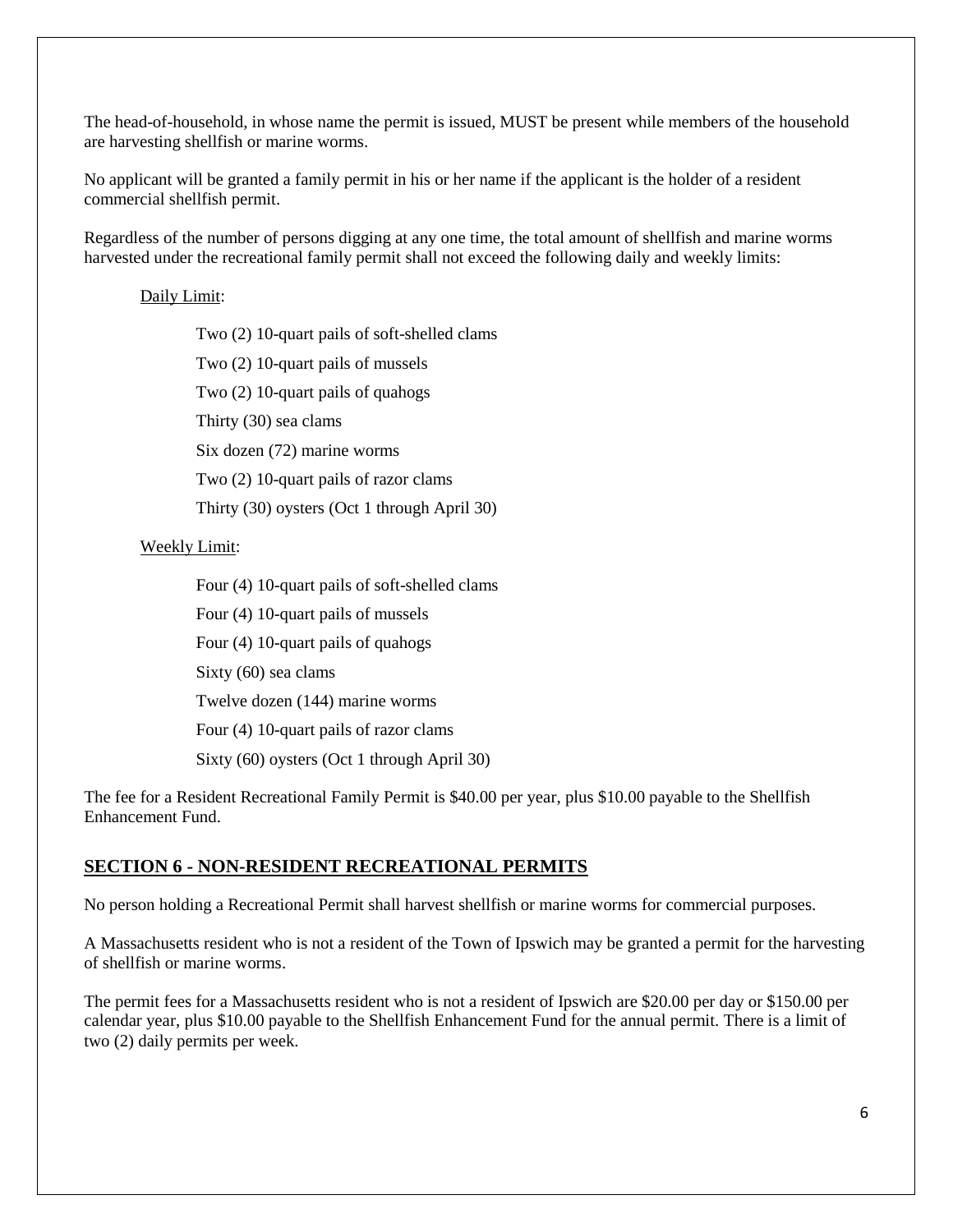The head-of-household, in whose name the permit is issued, MUST be present while members of the household are harvesting shellfish or marine worms.

No applicant will be granted a family permit in his or her name if the applicant is the holder of a resident commercial shellfish permit.

Regardless of the number of persons digging at any one time, the total amount of shellfish and marine worms harvested under the recreational family permit shall not exceed the following daily and weekly limits:

<u>Daily Limit</u>:

- Two (2) 10-quart pails of soft-shelled clams
- Two (2) 10-quart pails of mussels
- Two (2) 10-quart pails of quahogs
- Thirty (30) sea clams
- Six dozen (72) marine worms
- Two (2) 10-quart pails of razor clams
- Thirty (30) oysters (Oct 1 through April 30)

<u>Weekly Limit</u>:

- Four (4) 10-quart pails of soft-shelled clams
- Four (4) 10-quart pails of mussels
- Four (4) 10-quart pails of quahogs
- Sixty (60) sea clams
- Twelve dozen (144) marine worms
- Four (4) 10-quart pails of razor clams
- Sixty (60) oysters (Oct 1 through April 30)

The fee for a Resident Recreational Family Permit is $40.00 per year, plus $10.00 payable to the Shellfish Enhancement Fund.

## SECTION 6 - NON-RESIDENT RECREATIONAL PERMITS

No person holding a Recreational Permit shall harvest shellfish or marine worms for commercial purposes.

A Massachusetts resident who is not a resident of the Town of Ipswich may be granted a permit for the harvesting of shellfish or marine worms.

The permit fees for a Massachusetts resident who is not a resident of Ipswich are $20.00 per day or $150.00 per calendar year, plus $10.00 payable to the Shellfish Enhancement Fund for the annual permit. There is a limit of two (2) daily permits per week.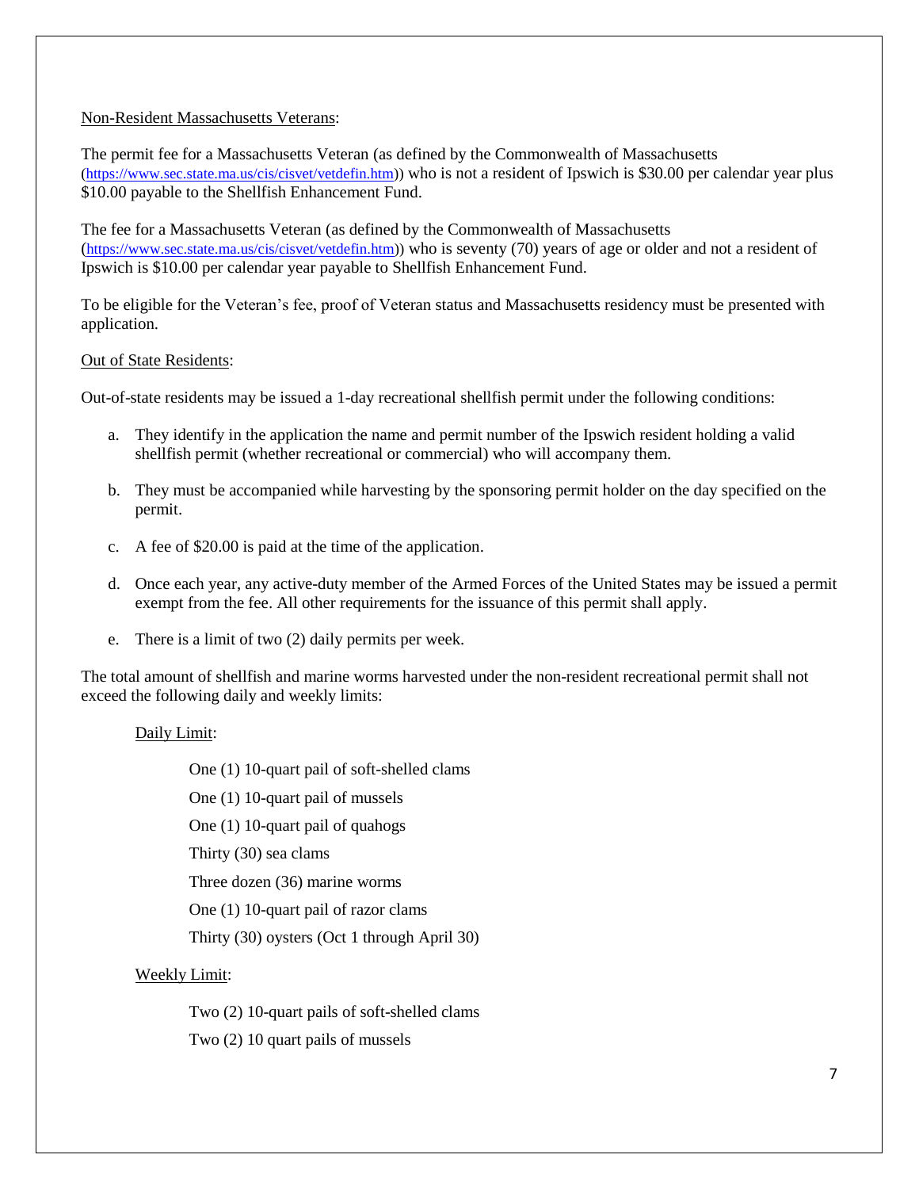Non-Resident Massachusetts Veterans:

The permit fee for a Massachusetts Veteran (as defined by the Commonwealth of Massachusetts (https://www.sec.state.ma.us/cis/cisvet/vetdefin.htm)) who is not a resident of Ipswich is $30.00 per calendar year plus $10.00 payable to the Shellfish Enhancement Fund.

The fee for a Massachusetts Veteran (as defined by the Commonwealth of Massachusetts (https://www.sec.state.ma.us/cis/cisvet/vetdefin.htm)) who is seventy (70) years of age or older and not a resident of Ipswich is $10.00 per calendar year payable to Shellfish Enhancement Fund.

To be eligible for the Veteran's fee, proof of Veteran status and Massachusetts residency must be presented with application.

Out of State Residents:

Out-of-state residents may be issued a 1-day recreational shellfish permit under the following conditions:

a. They identify in the application the name and permit number of the Ipswich resident holding a valid shellfish permit (whether recreational or commercial) who will accompany them.

b. They must be accompanied while harvesting by the sponsoring permit holder on the day specified on the permit.

c. A fee of $20.00 is paid at the time of the application.

d. Once each year, any active-duty member of the Armed Forces of the United States may be issued a permit exempt from the fee. All other requirements for the issuance of this permit shall apply.

e. There is a limit of two (2) daily permits per week.

The total amount of shellfish and marine worms harvested under the non-resident recreational permit shall not exceed the following daily and weekly limits:

Daily Limit:

One (1) 10-quart pail of soft-shelled clams

One (1) 10-quart pail of mussels

One (1) 10-quart pail of quahogs

Thirty (30) sea clams

Three dozen (36) marine worms

One (1) 10-quart pail of razor clams

Thirty (30) oysters (Oct 1 through April 30)

Weekly Limit:

Two (2) 10-quart pails of soft-shelled clams

Two (2) 10 quart pails of mussels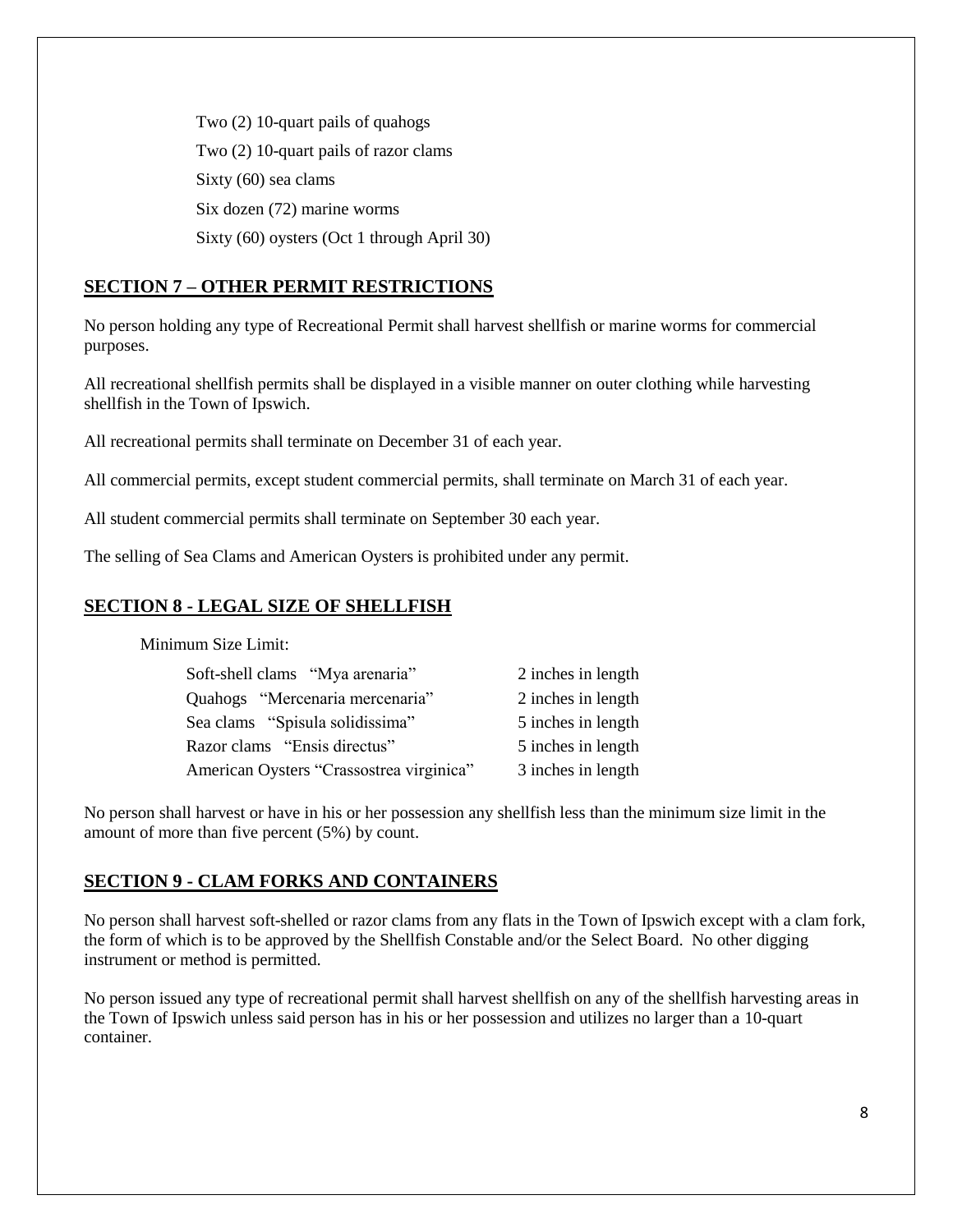Two (2) 10-quart pails of quahogs

Two (2) 10-quart pails of razor clams

Sixty (60) sea clams

Six dozen (72) marine worms

Sixty (60) oysters (Oct 1 through April 30)

## SECTION 7 – OTHER PERMIT RESTRICTIONS

No person holding any type of Recreational Permit shall harvest shellfish or marine worms for commercial purposes.

All recreational shellfish permits shall be displayed in a visible manner on outer clothing while harvesting shellfish in the Town of Ipswich.

All recreational permits shall terminate on December 31 of each year.

All commercial permits, except student commercial permits, shall terminate on March 31 of each year.

All student commercial permits shall terminate on September 30 each year.

The selling of Sea Clams and American Oysters is prohibited under any permit.

## SECTION 8 - LEGAL SIZE OF SHELLFISH

Minimum Size Limit:

| | |
|---|---|
| Soft-shell clams "Mya arenaria" | 2 inches in length |
| Quahogs "Mercenaria mercenaria" | 2 inches in length |
| Sea clams "Spisula solidissima" | 5 inches in length |
| Razor clams "Ensis directus" | 5 inches in length |
| American Oysters "Crassostrea virginica" | 3 inches in length |

No person shall harvest or have in his or her possession any shellfish less than the minimum size limit in the amount of more than five percent (5%) by count.

## SECTION 9 - CLAM FORKS AND CONTAINERS

No person shall harvest soft-shelled or razor clams from any flats in the Town of Ipswich except with a clam fork, the form of which is to be approved by the Shellfish Constable and/or the Select Board. No other digging instrument or method is permitted.

No person issued any type of recreational permit shall harvest shellfish on any of the shellfish harvesting areas in the Town of Ipswich unless said person has in his or her possession and utilizes no larger than a 10-quart container.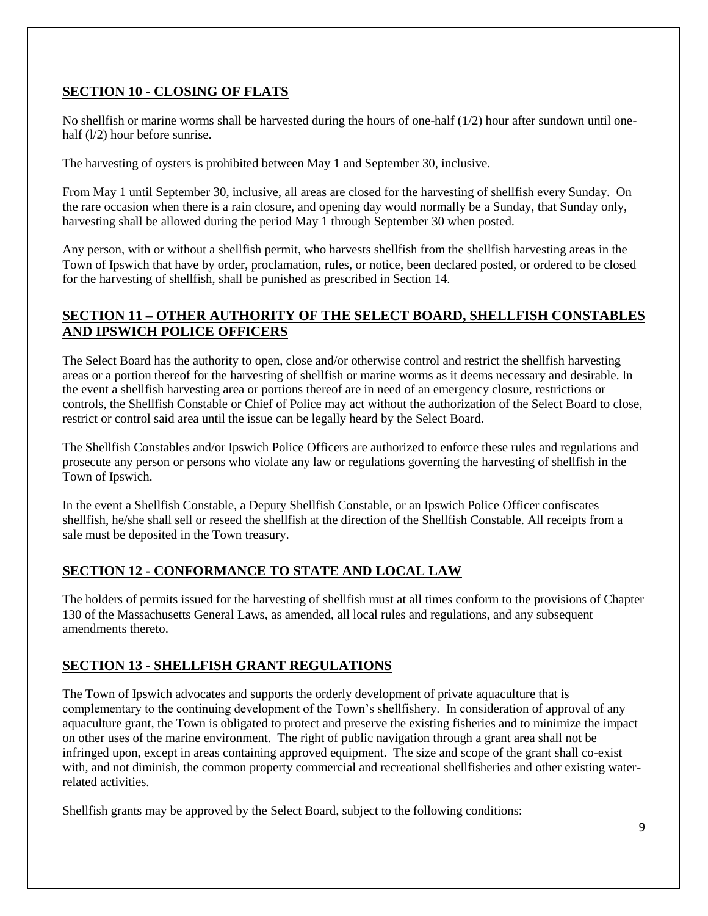## SECTION 10 - CLOSING OF FLATS

No shellfish or marine worms shall be harvested during the hours of one-half (1/2) hour after sundown until one-half (l/2) hour before sunrise.

The harvesting of oysters is prohibited between May 1 and September 30, inclusive.

From May 1 until September 30, inclusive, all areas are closed for the harvesting of shellfish every Sunday. On the rare occasion when there is a rain closure, and opening day would normally be a Sunday, that Sunday only, harvesting shall be allowed during the period May 1 through September 30 when posted.

Any person, with or without a shellfish permit, who harvests shellfish from the shellfish harvesting areas in the Town of Ipswich that have by order, proclamation, rules, or notice, been declared posted, or ordered to be closed for the harvesting of shellfish, shall be punished as prescribed in Section 14.

## SECTION 11 – OTHER AUTHORITY OF THE SELECT BOARD, SHELLFISH CONSTABLES AND IPSWICH POLICE OFFICERS

The Select Board has the authority to open, close and/or otherwise control and restrict the shellfish harvesting areas or a portion thereof for the harvesting of shellfish or marine worms as it deems necessary and desirable. In the event a shellfish harvesting area or portions thereof are in need of an emergency closure, restrictions or controls, the Shellfish Constable or Chief of Police may act without the authorization of the Select Board to close, restrict or control said area until the issue can be legally heard by the Select Board.

The Shellfish Constables and/or Ipswich Police Officers are authorized to enforce these rules and regulations and prosecute any person or persons who violate any law or regulations governing the harvesting of shellfish in the Town of Ipswich.

In the event a Shellfish Constable, a Deputy Shellfish Constable, or an Ipswich Police Officer confiscates shellfish, he/she shall sell or reseed the shellfish at the direction of the Shellfish Constable. All receipts from a sale must be deposited in the Town treasury.

## SECTION 12 - CONFORMANCE TO STATE AND LOCAL LAW

The holders of permits issued for the harvesting of shellfish must at all times conform to the provisions of Chapter 130 of the Massachusetts General Laws, as amended, all local rules and regulations, and any subsequent amendments thereto.

## SECTION 13 - SHELLFISH GRANT REGULATIONS

The Town of Ipswich advocates and supports the orderly development of private aquaculture that is complementary to the continuing development of the Town's shellfishery. In consideration of approval of any aquaculture grant, the Town is obligated to protect and preserve the existing fisheries and to minimize the impact on other uses of the marine environment. The right of public navigation through a grant area shall not be infringed upon, except in areas containing approved equipment. The size and scope of the grant shall co-exist with, and not diminish, the common property commercial and recreational shellfisheries and other existing water-related activities.

Shellfish grants may be approved by the Select Board, subject to the following conditions: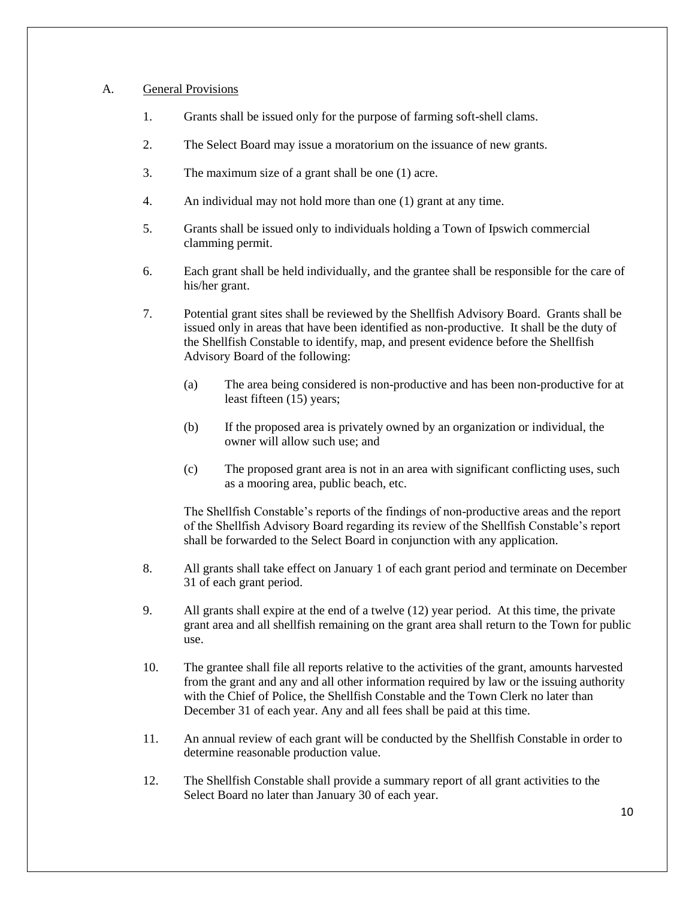A. <u>General Provisions</u>

1. Grants shall be issued only for the purpose of farming soft-shell clams.

2. The Select Board may issue a moratorium on the issuance of new grants.

3. The maximum size of a grant shall be one (1) acre.

4. An individual may not hold more than one (1) grant at any time.

5. Grants shall be issued only to individuals holding a Town of Ipswich commercial clamming permit.

6. Each grant shall be held individually, and the grantee shall be responsible for the care of his/her grant.

7. Potential grant sites shall be reviewed by the Shellfish Advisory Board. Grants shall be issued only in areas that have been identified as non-productive. It shall be the duty of the Shellfish Constable to identify, map, and present evidence before the Shellfish Advisory Board of the following:

   (a) The area being considered is non-productive and has been non-productive for at least fifteen (15) years;

   (b) If the proposed area is privately owned by an organization or individual, the owner will allow such use; and

   (c) The proposed grant area is not in an area with significant conflicting uses, such as a mooring area, public beach, etc.

   The Shellfish Constable's reports of the findings of non-productive areas and the report of the Shellfish Advisory Board regarding its review of the Shellfish Constable's report shall be forwarded to the Select Board in conjunction with any application.

8. All grants shall take effect on January 1 of each grant period and terminate on December 31 of each grant period.

9. All grants shall expire at the end of a twelve (12) year period. At this time, the private grant area and all shellfish remaining on the grant area shall return to the Town for public use.

10. The grantee shall file all reports relative to the activities of the grant, amounts harvested from the grant and any and all other information required by law or the issuing authority with the Chief of Police, the Shellfish Constable and the Town Clerk no later than December 31 of each year. Any and all fees shall be paid at this time.

11. An annual review of each grant will be conducted by the Shellfish Constable in order to determine reasonable production value.

12. The Shellfish Constable shall provide a summary report of all grant activities to the Select Board no later than January 30 of each year.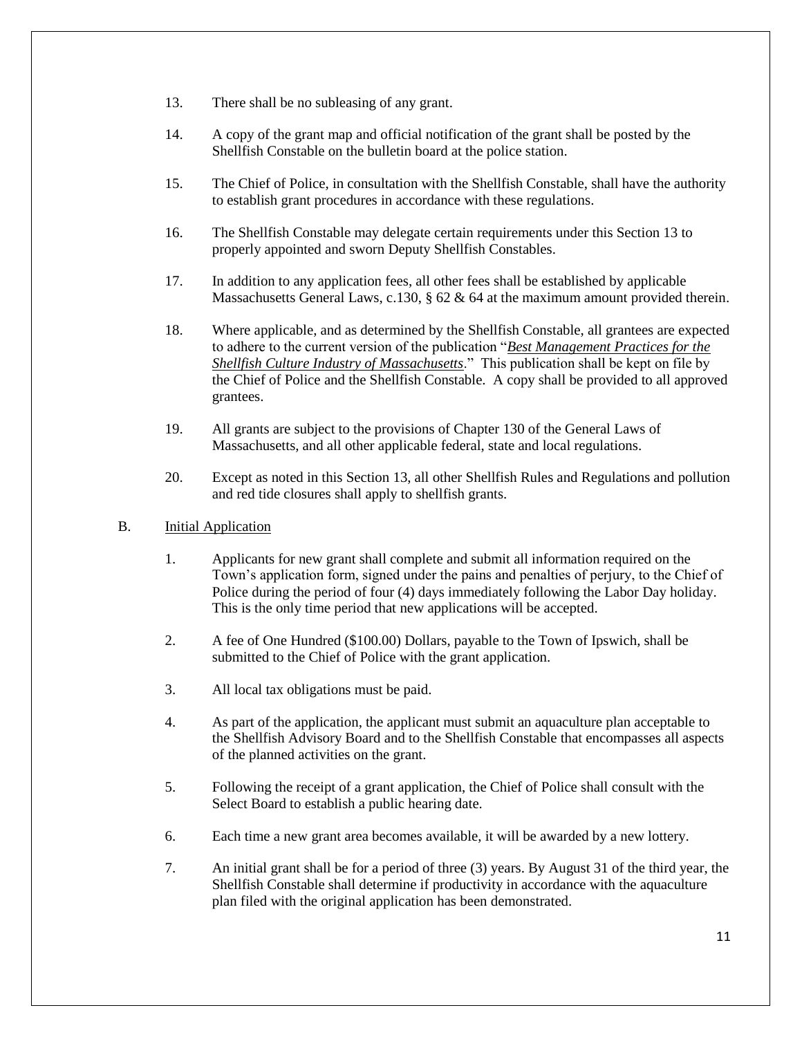13. There shall be no subleasing of any grant.

14. A copy of the grant map and official notification of the grant shall be posted by the Shellfish Constable on the bulletin board at the police station.

15. The Chief of Police, in consultation with the Shellfish Constable, shall have the authority to establish grant procedures in accordance with these regulations.

16. The Shellfish Constable may delegate certain requirements under this Section 13 to properly appointed and sworn Deputy Shellfish Constables.

17. In addition to any application fees, all other fees shall be established by applicable Massachusetts General Laws, c.130, § 62 & 64 at the maximum amount provided therein.

18. Where applicable, and as determined by the Shellfish Constable, all grantees are expected to adhere to the current version of the publication "***Best Management Practices for the Shellfish Culture Industry of Massachusetts***." This publication shall be kept on file by the Chief of Police and the Shellfish Constable. A copy shall be provided to all approved grantees.

19. All grants are subject to the provisions of Chapter 130 of the General Laws of Massachusetts, and all other applicable federal, state and local regulations.

20. Except as noted in this Section 13, all other Shellfish Rules and Regulations and pollution and red tide closures shall apply to shellfish grants.

B. Initial Application

1. Applicants for new grant shall complete and submit all information required on the Town's application form, signed under the pains and penalties of perjury, to the Chief of Police during the period of four (4) days immediately following the Labor Day holiday. This is the only time period that new applications will be accepted.

2. A fee of One Hundred ($100.00) Dollars, payable to the Town of Ipswich, shall be submitted to the Chief of Police with the grant application.

3. All local tax obligations must be paid.

4. As part of the application, the applicant must submit an aquaculture plan acceptable to the Shellfish Advisory Board and to the Shellfish Constable that encompasses all aspects of the planned activities on the grant.

5. Following the receipt of a grant application, the Chief of Police shall consult with the Select Board to establish a public hearing date.

6. Each time a new grant area becomes available, it will be awarded by a new lottery.

7. An initial grant shall be for a period of three (3) years. By August 31 of the third year, the Shellfish Constable shall determine if productivity in accordance with the aquaculture plan filed with the original application has been demonstrated.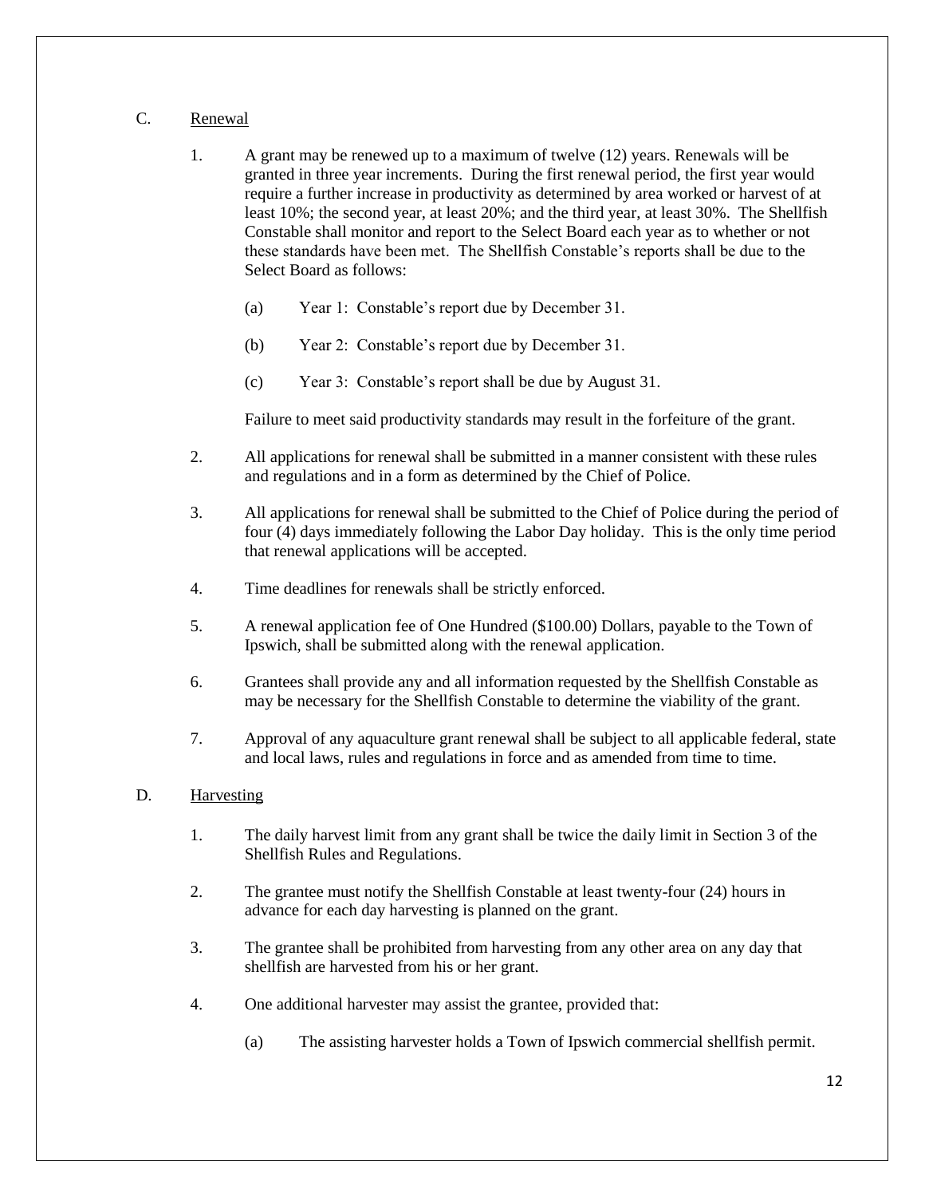## C. Renewal

1. A grant may be renewed up to a maximum of twelve (12) years. Renewals will be granted in three year increments. During the first renewal period, the first year would require a further increase in productivity as determined by area worked or harvest of at least 10%; the second year, at least 20%; and the third year, at least 30%. The Shellfish Constable shall monitor and report to the Select Board each year as to whether or not these standards have been met. The Shellfish Constable's reports shall be due to the Select Board as follows:

   (a) Year 1: Constable's report due by December 31.

   (b) Year 2: Constable's report due by December 31.

   (c) Year 3: Constable's report shall be due by August 31.

   Failure to meet said productivity standards may result in the forfeiture of the grant.

2. All applications for renewal shall be submitted in a manner consistent with these rules and regulations and in a form as determined by the Chief of Police.

3. All applications for renewal shall be submitted to the Chief of Police during the period of four (4) days immediately following the Labor Day holiday. This is the only time period that renewal applications will be accepted.

4. Time deadlines for renewals shall be strictly enforced.

5. A renewal application fee of One Hundred ($100.00) Dollars, payable to the Town of Ipswich, shall be submitted along with the renewal application.

6. Grantees shall provide any and all information requested by the Shellfish Constable as may be necessary for the Shellfish Constable to determine the viability of the grant.

7. Approval of any aquaculture grant renewal shall be subject to all applicable federal, state and local laws, rules and regulations in force and as amended from time to time.

## D. Harvesting

1. The daily harvest limit from any grant shall be twice the daily limit in Section 3 of the Shellfish Rules and Regulations.

2. The grantee must notify the Shellfish Constable at least twenty-four (24) hours in advance for each day harvesting is planned on the grant.

3. The grantee shall be prohibited from harvesting from any other area on any day that shellfish are harvested from his or her grant.

4. One additional harvester may assist the grantee, provided that:

   (a) The assisting harvester holds a Town of Ipswich commercial shellfish permit.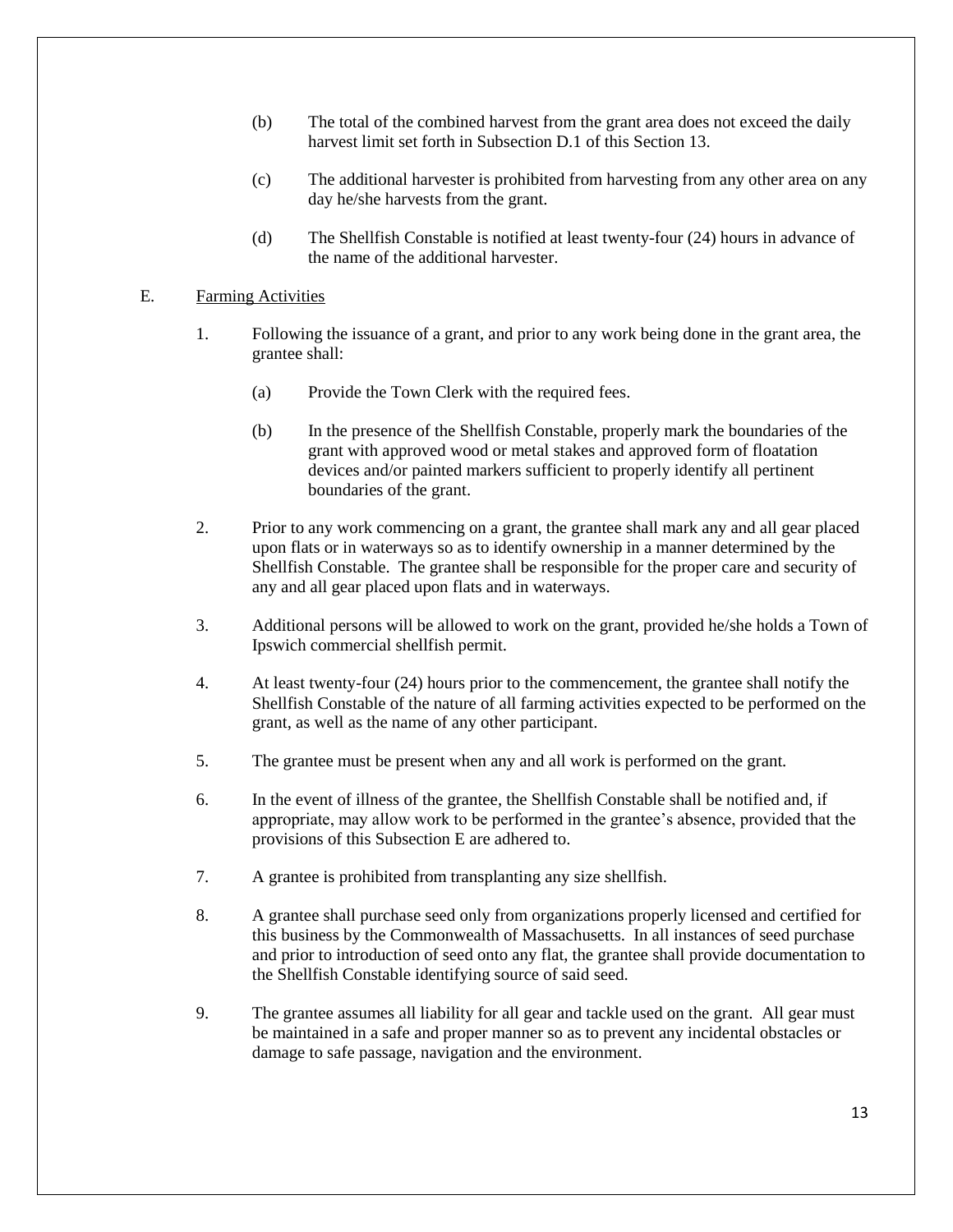(b) The total of the combined harvest from the grant area does not exceed the daily harvest limit set forth in Subsection D.1 of this Section 13.

(c) The additional harvester is prohibited from harvesting from any other area on any day he/she harvests from the grant.

(d) The Shellfish Constable is notified at least twenty-four (24) hours in advance of the name of the additional harvester.

E. <u>Farming Activities</u>

1. Following the issuance of a grant, and prior to any work being done in the grant area, the grantee shall:

   (a) Provide the Town Clerk with the required fees.

   (b) In the presence of the Shellfish Constable, properly mark the boundaries of the grant with approved wood or metal stakes and approved form of floatation devices and/or painted markers sufficient to properly identify all pertinent boundaries of the grant.

2. Prior to any work commencing on a grant, the grantee shall mark any and all gear placed upon flats or in waterways so as to identify ownership in a manner determined by the Shellfish Constable. The grantee shall be responsible for the proper care and security of any and all gear placed upon flats and in waterways.

3. Additional persons will be allowed to work on the grant, provided he/she holds a Town of Ipswich commercial shellfish permit.

4. At least twenty-four (24) hours prior to the commencement, the grantee shall notify the Shellfish Constable of the nature of all farming activities expected to be performed on the grant, as well as the name of any other participant.

5. The grantee must be present when any and all work is performed on the grant.

6. In the event of illness of the grantee, the Shellfish Constable shall be notified and, if appropriate, may allow work to be performed in the grantee's absence, provided that the provisions of this Subsection E are adhered to.

7. A grantee is prohibited from transplanting any size shellfish.

8. A grantee shall purchase seed only from organizations properly licensed and certified for this business by the Commonwealth of Massachusetts. In all instances of seed purchase and prior to introduction of seed onto any flat, the grantee shall provide documentation to the Shellfish Constable identifying source of said seed.

9. The grantee assumes all liability for all gear and tackle used on the grant. All gear must be maintained in a safe and proper manner so as to prevent any incidental obstacles or damage to safe passage, navigation and the environment.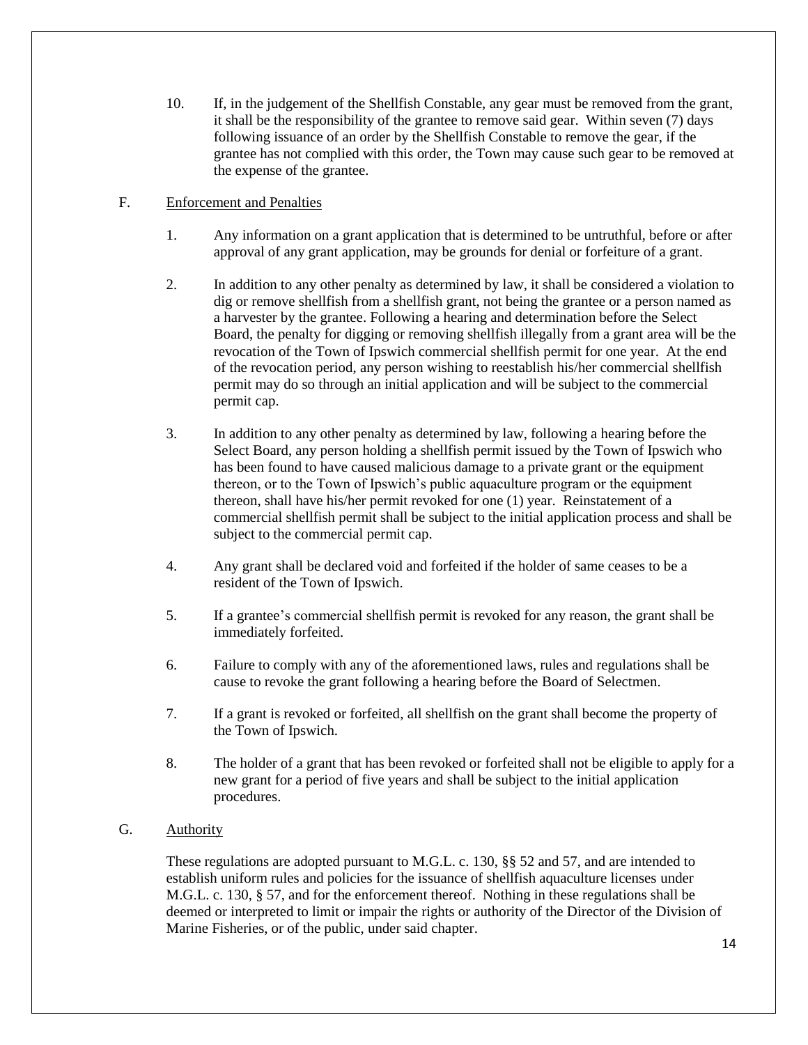10. If, in the judgement of the Shellfish Constable, any gear must be removed from the grant, it shall be the responsibility of the grantee to remove said gear. Within seven (7) days following issuance of an order by the Shellfish Constable to remove the gear, if the grantee has not complied with this order, the Town may cause such gear to be removed at the expense of the grantee.

F. <u>Enforcement and Penalties</u>

1. Any information on a grant application that is determined to be untruthful, before or after approval of any grant application, may be grounds for denial or forfeiture of a grant.

2. In addition to any other penalty as determined by law, it shall be considered a violation to dig or remove shellfish from a shellfish grant, not being the grantee or a person named as a harvester by the grantee. Following a hearing and determination before the Select Board, the penalty for digging or removing shellfish illegally from a grant area will be the revocation of the Town of Ipswich commercial shellfish permit for one year. At the end of the revocation period, any person wishing to reestablish his/her commercial shellfish permit may do so through an initial application and will be subject to the commercial permit cap.

3. In addition to any other penalty as determined by law, following a hearing before the Select Board, any person holding a shellfish permit issued by the Town of Ipswich who has been found to have caused malicious damage to a private grant or the equipment thereon, or to the Town of Ipswich's public aquaculture program or the equipment thereon, shall have his/her permit revoked for one (1) year. Reinstatement of a commercial shellfish permit shall be subject to the initial application process and shall be subject to the commercial permit cap.

4. Any grant shall be declared void and forfeited if the holder of same ceases to be a resident of the Town of Ipswich.

5. If a grantee's commercial shellfish permit is revoked for any reason, the grant shall be immediately forfeited.

6. Failure to comply with any of the aforementioned laws, rules and regulations shall be cause to revoke the grant following a hearing before the Board of Selectmen.

7. If a grant is revoked or forfeited, all shellfish on the grant shall become the property of the Town of Ipswich.

8. The holder of a grant that has been revoked or forfeited shall not be eligible to apply for a new grant for a period of five years and shall be subject to the initial application procedures.

G. <u>Authority</u>

These regulations are adopted pursuant to M.G.L. c. 130, §§ 52 and 57, and are intended to establish uniform rules and policies for the issuance of shellfish aquaculture licenses under M.G.L. c. 130, § 57, and for the enforcement thereof. Nothing in these regulations shall be deemed or interpreted to limit or impair the rights or authority of the Director of the Division of Marine Fisheries, or of the public, under said chapter.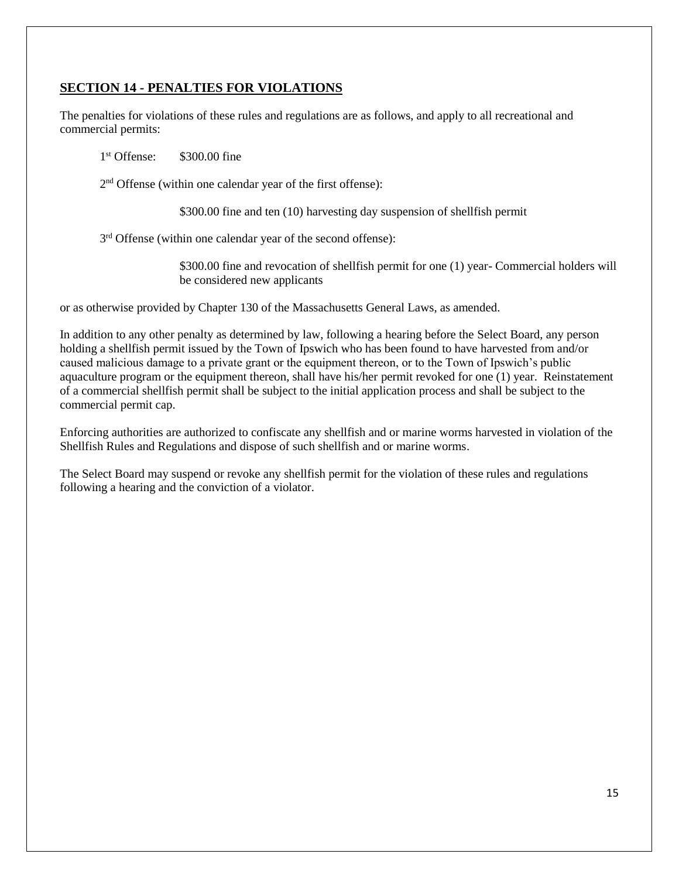## SECTION 14 - PENALTIES FOR VIOLATIONS

The penalties for violations of these rules and regulations are as follows, and apply to all recreational and commercial permits:

1st Offense: $300.00 fine

2nd Offense (within one calendar year of the first offense):

$300.00 fine and ten (10) harvesting day suspension of shellfish permit

3rd Offense (within one calendar year of the second offense):

$300.00 fine and revocation of shellfish permit for one (1) year- Commercial holders will be considered new applicants

or as otherwise provided by Chapter 130 of the Massachusetts General Laws, as amended.

In addition to any other penalty as determined by law, following a hearing before the Select Board, any person holding a shellfish permit issued by the Town of Ipswich who has been found to have harvested from and/or caused malicious damage to a private grant or the equipment thereon, or to the Town of Ipswich's public aquaculture program or the equipment thereon, shall have his/her permit revoked for one (1) year. Reinstatement of a commercial shellfish permit shall be subject to the initial application process and shall be subject to the commercial permit cap.

Enforcing authorities are authorized to confiscate any shellfish and or marine worms harvested in violation of the Shellfish Rules and Regulations and dispose of such shellfish and or marine worms.

The Select Board may suspend or revoke any shellfish permit for the violation of these rules and regulations following a hearing and the conviction of a violator.